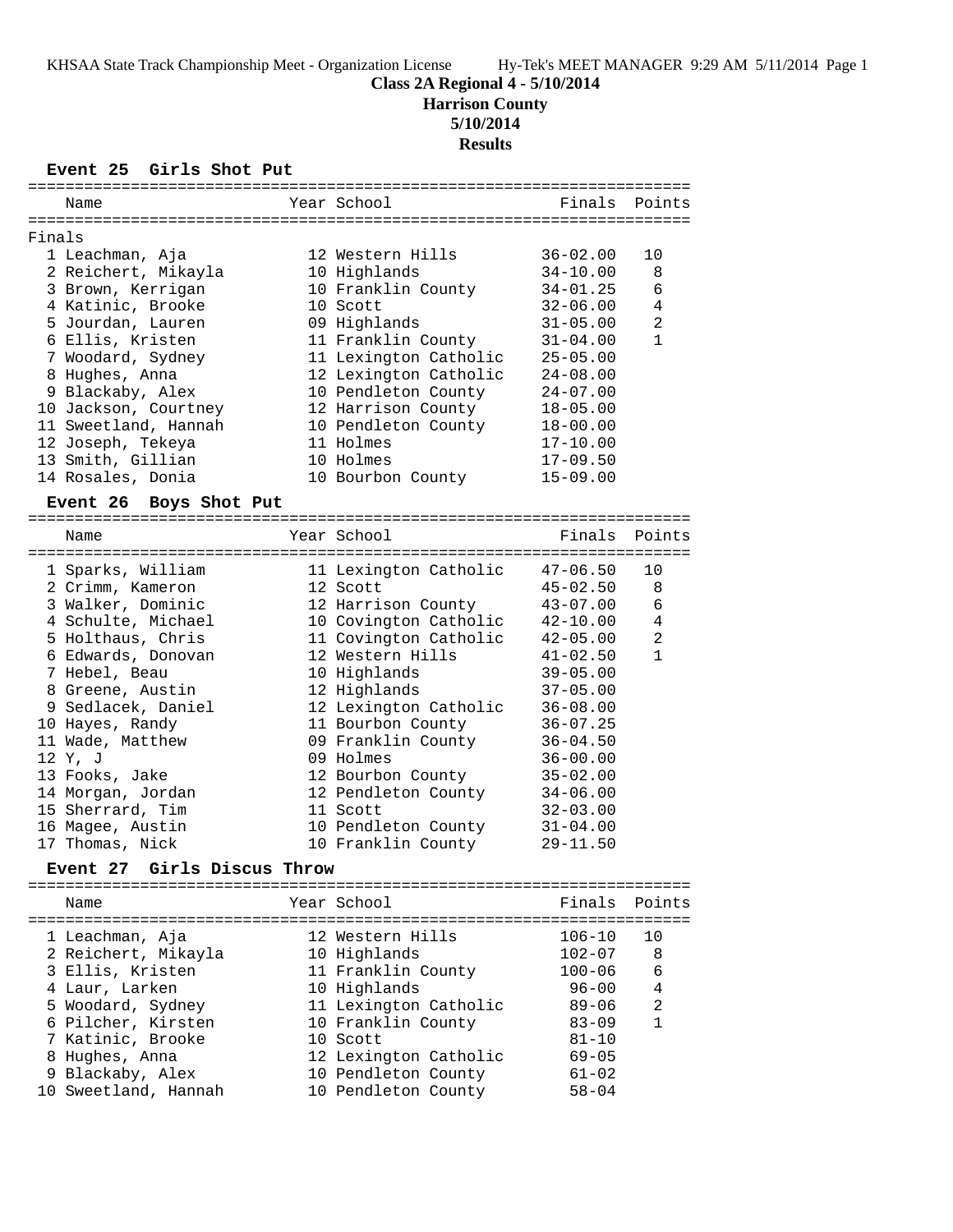KHSAA State Track Championship Meet - Organization License     Hy-Tek's MEET MANAGER 9:29 AM 5/11/2014 Page 1

# Class 2A Regional 4 - 5/10/2014

## Harrison County

### 5/10/2014

### Results

#### Event 25 Girls Shot Put

Finals

| Place | Name | Year | School | Finals | Points |
|---|---|---|---|---|---|
| 1 | Leachman, Aja | 12 | Western Hills | 36-02.00 | 10 |
| 2 | Reichert, Mikayla | 10 | Highlands | 34-10.00 | 8 |
| 3 | Brown, Kerrigan | 10 | Franklin County | 34-01.25 | 6 |
| 4 | Katinic, Brooke | 10 | Scott | 32-06.00 | 4 |
| 5 | Jourdan, Lauren | 09 | Highlands | 31-05.00 | 2 |
| 6 | Ellis, Kristen | 11 | Franklin County | 31-04.00 | 1 |
| 7 | Woodard, Sydney | 11 | Lexington Catholic | 25-05.00 | |
| 8 | Hughes, Anna | 12 | Lexington Catholic | 24-08.00 | |
| 9 | Blackaby, Alex | 10 | Pendleton County | 24-07.00 | |
| 10 | Jackson, Courtney | 12 | Harrison County | 18-05.00 | |
| 11 | Sweetland, Hannah | 10 | Pendleton County | 18-00.00 | |
| 12 | Joseph, Tekeya | 11 | Holmes | 17-10.00 | |
| 13 | Smith, Gillian | 10 | Holmes | 17-09.50 | |
| 14 | Rosales, Donia | 10 | Bourbon County | 15-09.00 | |

#### Event 26 Boys Shot Put

| Place | Name | Year | School | Finals | Points |
|---|---|---|---|---|---|
| 1 | Sparks, William | 11 | Lexington Catholic | 47-06.50 | 10 |
| 2 | Crimm, Kameron | 12 | Scott | 45-02.50 | 8 |
| 3 | Walker, Dominic | 12 | Harrison County | 43-07.00 | 6 |
| 4 | Schulte, Michael | 10 | Covington Catholic | 42-10.00 | 4 |
| 5 | Holthaus, Chris | 11 | Covington Catholic | 42-05.00 | 2 |
| 6 | Edwards, Donovan | 12 | Western Hills | 41-02.50 | 1 |
| 7 | Hebel, Beau | 10 | Highlands | 39-05.00 | |
| 8 | Greene, Austin | 12 | Highlands | 37-05.00 | |
| 9 | Sedlacek, Daniel | 12 | Lexington Catholic | 36-08.00 | |
| 10 | Hayes, Randy | 11 | Bourbon County | 36-07.25 | |
| 11 | Wade, Matthew | 09 | Franklin County | 36-04.50 | |
| 12 | Y, J | 09 | Holmes | 36-00.00 | |
| 13 | Fooks, Jake | 12 | Bourbon County | 35-02.00 | |
| 14 | Morgan, Jordan | 12 | Pendleton County | 34-06.00 | |
| 15 | Sherrard, Tim | 11 | Scott | 32-03.00 | |
| 16 | Magee, Austin | 10 | Pendleton County | 31-04.00 | |
| 17 | Thomas, Nick | 10 | Franklin County | 29-11.50 | |

#### Event 27 Girls Discus Throw

| Place | Name | Year | School | Finals | Points |
|---|---|---|---|---|---|
| 1 | Leachman, Aja | 12 | Western Hills | 106-10 | 10 |
| 2 | Reichert, Mikayla | 10 | Highlands | 102-07 | 8 |
| 3 | Ellis, Kristen | 11 | Franklin County | 100-06 | 6 |
| 4 | Laur, Larken | 10 | Highlands | 96-00 | 4 |
| 5 | Woodard, Sydney | 11 | Lexington Catholic | 89-06 | 2 |
| 6 | Pilcher, Kirsten | 10 | Franklin County | 83-09 | 1 |
| 7 | Katinic, Brooke | 10 | Scott | 81-10 | |
| 8 | Hughes, Anna | 12 | Lexington Catholic | 69-05 | |
| 9 | Blackaby, Alex | 10 | Pendleton County | 61-02 | |
| 10 | Sweetland, Hannah | 10 | Pendleton County | 58-04 | |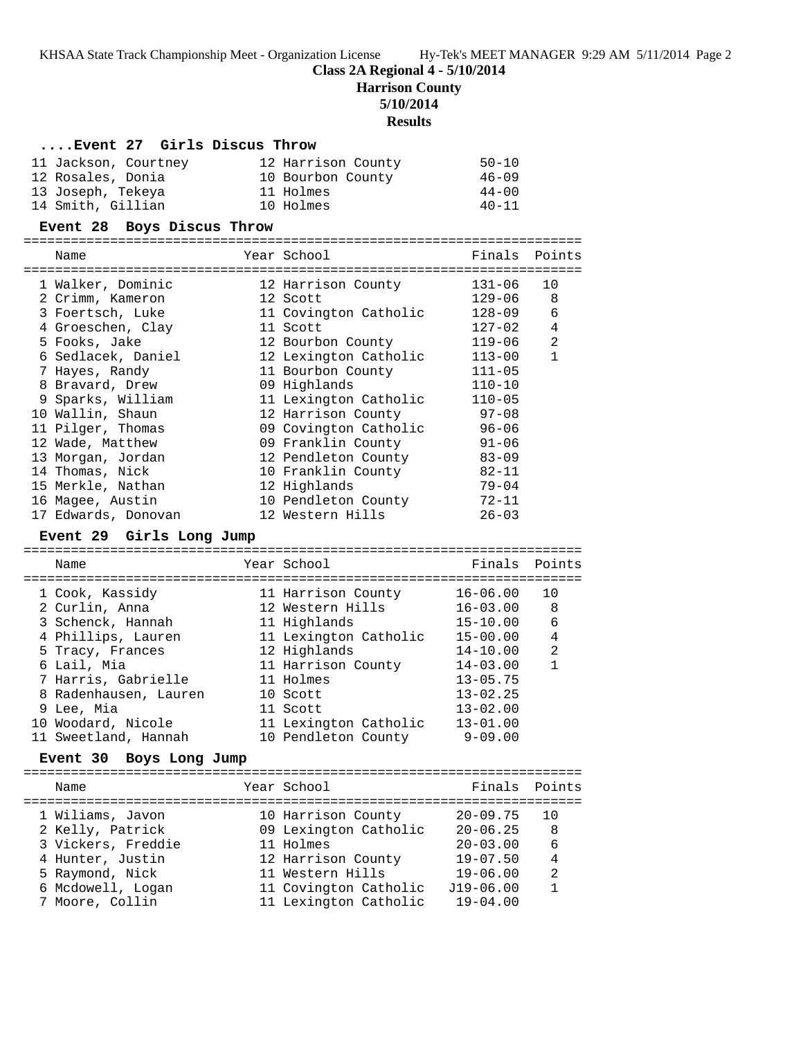**Class 2A Regional 4 - 5/10/2014**

**Harrison County**

**5/10/2014**

**Results**

### ....Event 27 Girls Discus Throw

| Place | Name | Year | School | Finals | Points |
|---|---|---|---|---|---|
| 11 | Jackson, Courtney | 12 | Harrison County | 50-10 | |
| 12 | Rosales, Donia | 10 | Bourbon County | 46-09 | |
| 13 | Joseph, Tekeya | 11 | Holmes | 44-00 | |
| 14 | Smith, Gillian | 10 | Holmes | 40-11 | |

### Event 28 Boys Discus Throw

| Place | Name | Year | School | Finals | Points |
|---|---|---|---|---|---|
| 1 | Walker, Dominic | 12 | Harrison County | 131-06 | 10 |
| 2 | Crimm, Kameron | 12 | Scott | 129-06 | 8 |
| 3 | Foertsch, Luke | 11 | Covington Catholic | 128-09 | 6 |
| 4 | Groeschen, Clay | 11 | Scott | 127-02 | 4 |
| 5 | Fooks, Jake | 12 | Bourbon County | 119-06 | 2 |
| 6 | Sedlacek, Daniel | 12 | Lexington Catholic | 113-00 | 1 |
| 7 | Hayes, Randy | 11 | Bourbon County | 111-05 | |
| 8 | Bravard, Drew | 09 | Highlands | 110-10 | |
| 9 | Sparks, William | 11 | Lexington Catholic | 110-05 | |
| 10 | Wallin, Shaun | 12 | Harrison County | 97-08 | |
| 11 | Pilger, Thomas | 09 | Covington Catholic | 96-06 | |
| 12 | Wade, Matthew | 09 | Franklin County | 91-06 | |
| 13 | Morgan, Jordan | 12 | Pendleton County | 83-09 | |
| 14 | Thomas, Nick | 10 | Franklin County | 82-11 | |
| 15 | Merkle, Nathan | 12 | Highlands | 79-04 | |
| 16 | Magee, Austin | 10 | Pendleton County | 72-11 | |
| 17 | Edwards, Donovan | 12 | Western Hills | 26-03 | |

### Event 29 Girls Long Jump

| Place | Name | Year | School | Finals | Points |
|---|---|---|---|---|---|
| 1 | Cook, Kassidy | 11 | Harrison County | 16-06.00 | 10 |
| 2 | Curlin, Anna | 12 | Western Hills | 16-03.00 | 8 |
| 3 | Schenck, Hannah | 11 | Highlands | 15-10.00 | 6 |
| 4 | Phillips, Lauren | 11 | Lexington Catholic | 15-00.00 | 4 |
| 5 | Tracy, Frances | 12 | Highlands | 14-10.00 | 2 |
| 6 | Lail, Mia | 11 | Harrison County | 14-03.00 | 1 |
| 7 | Harris, Gabrielle | 11 | Holmes | 13-05.75 | |
| 8 | Radenhausen, Lauren | 10 | Scott | 13-02.25 | |
| 9 | Lee, Mia | 11 | Scott | 13-02.00 | |
| 10 | Woodard, Nicole | 11 | Lexington Catholic | 13-01.00 | |
| 11 | Sweetland, Hannah | 10 | Pendleton County | 9-09.00 | |

### Event 30 Boys Long Jump

| Place | Name | Year | School | Finals | Points |
|---|---|---|---|---|---|
| 1 | Wiliams, Javon | 10 | Harrison County | 20-09.75 | 10 |
| 2 | Kelly, Patrick | 09 | Lexington Catholic | 20-06.25 | 8 |
| 3 | Vickers, Freddie | 11 | Holmes | 20-03.00 | 6 |
| 4 | Hunter, Justin | 12 | Harrison County | 19-07.50 | 4 |
| 5 | Raymond, Nick | 11 | Western Hills | 19-06.00 | 2 |
| 6 | Mcdowell, Logan | 11 | Covington Catholic | J19-06.00 | 1 |
| 7 | Moore, Collin | 11 | Lexington Catholic | 19-04.00 | |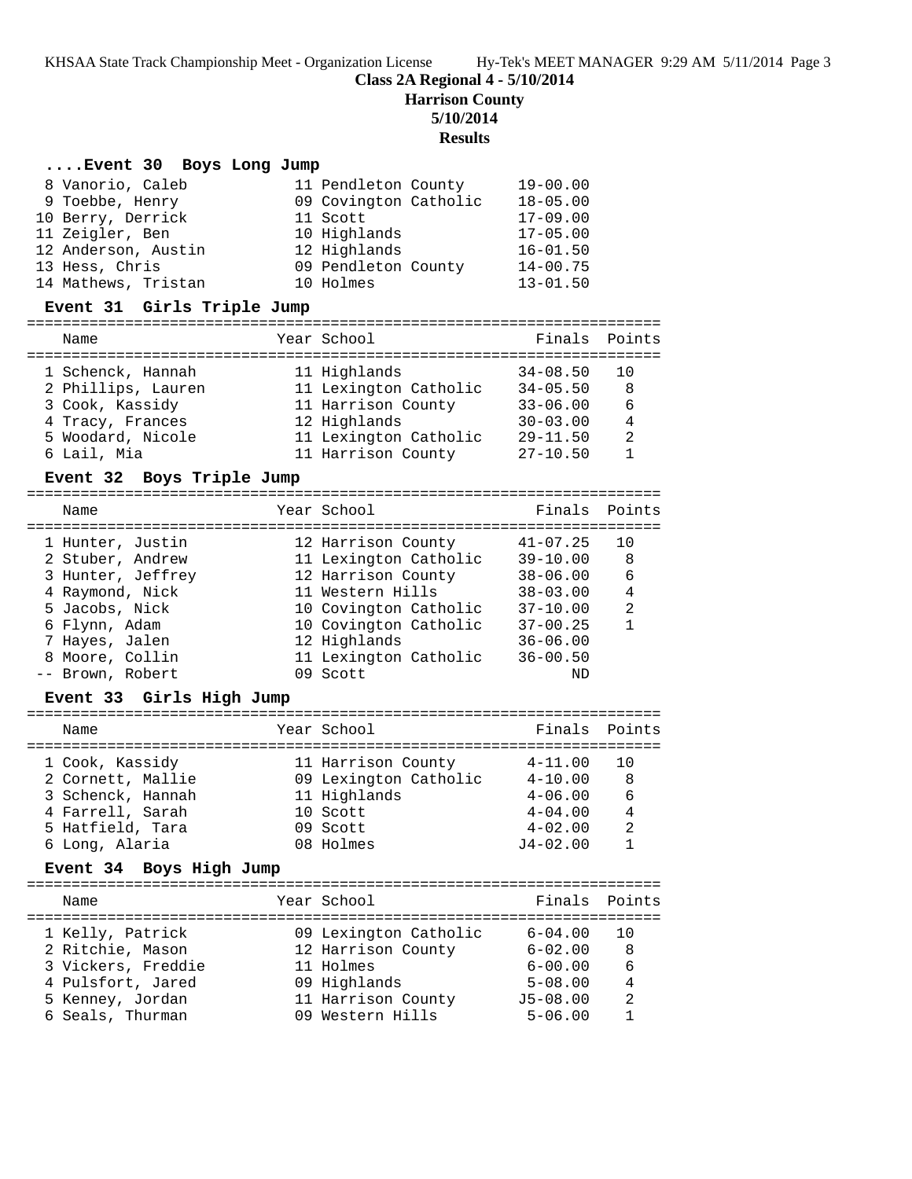## Class 2A Regional 4 - 5/10/2014

## Harrison County

## 5/10/2014

## Results

### ....Event 30 Boys Long Jump

| Place | Name | Year | School | Finals |
|---|---|---|---|---|
| 8 | Vanorio, Caleb | 11 | Pendleton County | 19-00.00 |
| 9 | Toebbe, Henry | 09 | Covington Catholic | 18-05.00 |
| 10 | Berry, Derrick | 11 | Scott | 17-09.00 |
| 11 | Zeigler, Ben | 10 | Highlands | 17-05.00 |
| 12 | Anderson, Austin | 12 | Highlands | 16-01.50 |
| 13 | Hess, Chris | 09 | Pendleton County | 14-00.75 |
| 14 | Mathews, Tristan | 10 | Holmes | 13-01.50 |

### Event 31 Girls Triple Jump

| Place | Name | Year | School | Finals | Points |
|---|---|---|---|---|---|
| 1 | Schenck, Hannah | 11 | Highlands | 34-08.50 | 10 |
| 2 | Phillips, Lauren | 11 | Lexington Catholic | 34-05.50 | 8 |
| 3 | Cook, Kassidy | 11 | Harrison County | 33-06.00 | 6 |
| 4 | Tracy, Frances | 12 | Highlands | 30-03.00 | 4 |
| 5 | Woodard, Nicole | 11 | Lexington Catholic | 29-11.50 | 2 |
| 6 | Lail, Mia | 11 | Harrison County | 27-10.50 | 1 |

### Event 32 Boys Triple Jump

| Place | Name | Year | School | Finals | Points |
|---|---|---|---|---|---|
| 1 | Hunter, Justin | 12 | Harrison County | 41-07.25 | 10 |
| 2 | Stuber, Andrew | 11 | Lexington Catholic | 39-10.00 | 8 |
| 3 | Hunter, Jeffrey | 12 | Harrison County | 38-06.00 | 6 |
| 4 | Raymond, Nick | 11 | Western Hills | 38-03.00 | 4 |
| 5 | Jacobs, Nick | 10 | Covington Catholic | 37-10.00 | 2 |
| 6 | Flynn, Adam | 10 | Covington Catholic | 37-00.25 | 1 |
| 7 | Hayes, Jalen | 12 | Highlands | 36-06.00 | |
| 8 | Moore, Collin | 11 | Lexington Catholic | 36-00.50 | |
| -- | Brown, Robert | 09 | Scott | ND | |

### Event 33 Girls High Jump

| Place | Name | Year | School | Finals | Points |
|---|---|---|---|---|---|
| 1 | Cook, Kassidy | 11 | Harrison County | 4-11.00 | 10 |
| 2 | Cornett, Mallie | 09 | Lexington Catholic | 4-10.00 | 8 |
| 3 | Schenck, Hannah | 11 | Highlands | 4-06.00 | 6 |
| 4 | Farrell, Sarah | 10 | Scott | 4-04.00 | 4 |
| 5 | Hatfield, Tara | 09 | Scott | 4-02.00 | 2 |
| 6 | Long, Alaria | 08 | Holmes | J4-02.00 | 1 |

### Event 34 Boys High Jump

| Place | Name | Year | School | Finals | Points |
|---|---|---|---|---|---|
| 1 | Kelly, Patrick | 09 | Lexington Catholic | 6-04.00 | 10 |
| 2 | Ritchie, Mason | 12 | Harrison County | 6-02.00 | 8 |
| 3 | Vickers, Freddie | 11 | Holmes | 6-00.00 | 6 |
| 4 | Pulsfort, Jared | 09 | Highlands | 5-08.00 | 4 |
| 5 | Kenney, Jordan | 11 | Harrison County | J5-08.00 | 2 |
| 6 | Seals, Thurman | 09 | Western Hills | 5-06.00 | 1 |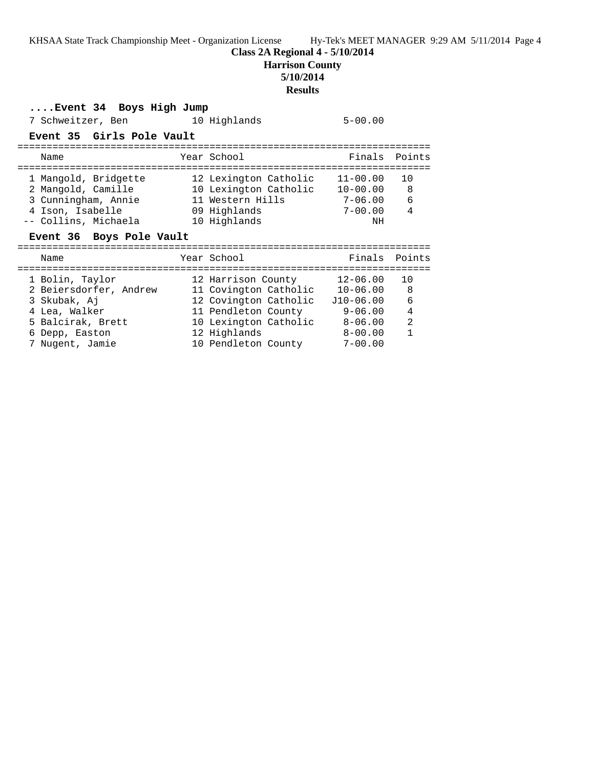**Class 2A Regional 4 - 5/10/2014**

**Harrison County**

**5/10/2014**

**Results**

### ....Event 34 Boys High Jump

| | | | | |
|---|---|---|---|---|
| 7 Schweitzer, Ben | 10 Highlands | 5-00.00 | | |

### Event 35 Girls Pole Vault

| Name | Year | School | Finals | Points |
|---|---|---|---|---|
| 1 Mangold, Bridgette | 12 | Lexington Catholic | 11-00.00 | 10 |
| 2 Mangold, Camille | 10 | Lexington Catholic | 10-00.00 | 8 |
| 3 Cunningham, Annie | 11 | Western Hills | 7-06.00 | 6 |
| 4 Ison, Isabelle | 09 | Highlands | 7-00.00 | 4 |
| -- Collins, Michaela | 10 | Highlands | NH | |

### Event 36 Boys Pole Vault

| Name | Year | School | Finals | Points |
|---|---|---|---|---|
| 1 Bolin, Taylor | 12 | Harrison County | 12-06.00 | 10 |
| 2 Beiersdorfer, Andrew | 11 | Covington Catholic | 10-06.00 | 8 |
| 3 Skubak, Aj | 12 | Covington Catholic | J10-06.00 | 6 |
| 4 Lea, Walker | 11 | Pendleton County | 9-06.00 | 4 |
| 5 Balcirak, Brett | 10 | Lexington Catholic | 8-06.00 | 2 |
| 6 Depp, Easton | 12 | Highlands | 8-00.00 | 1 |
| 7 Nugent, Jamie | 10 | Pendleton County | 7-00.00 | |